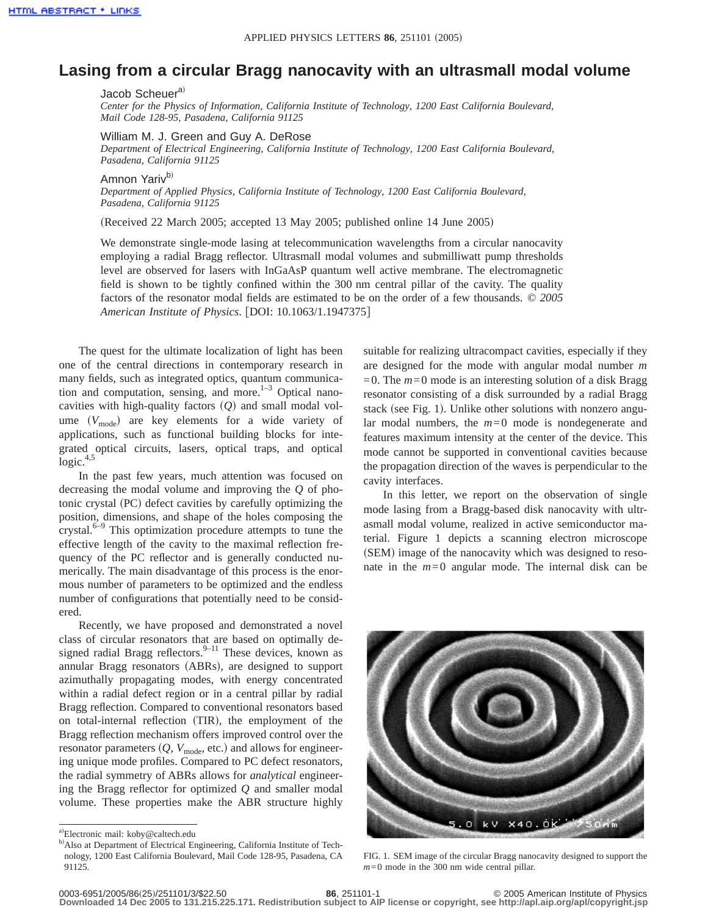# Lasing from a circular Bragg nanocavity with an ultrasmall modal volume

Jacob Scheuer[a]
*Center for the Physics of Information, California Institute of Technology, 1200 East California Boulevard, Mail Code 128-95, Pasadena, California 91125*

William M. J. Green and Guy A. DeRose
*Department of Electrical Engineering, California Institute of Technology, 1200 East California Boulevard, Pasadena, California 91125*

Amnon Yariv[b]
*Department of Applied Physics, California Institute of Technology, 1200 East California Boulevard, Pasadena, California 91125*

(Received 22 March 2005; accepted 13 May 2005; published online 14 June 2005)

We demonstrate single-mode lasing at telecommunication wavelengths from a circular nanocavity employing a radial Bragg reflector. Ultrasmall modal volumes and submilliwatt pump thresholds level are observed for lasers with InGaAsP quantum well active membrane. The electromagnetic field is shown to be tightly confined within the 300 nm central pillar of the cavity. The quality factors of the resonator modal fields are estimated to be on the order of a few thousands. *© 2005 American Institute of Physics*. [DOI: 10.1063/1.1947375]

The quest for the ultimate localization of light has been one of the central directions in contemporary research in many fields, such as integrated optics, quantum communication and computation, sensing, and more.[1–3] Optical nanocavities with high-quality factors ($Q$) and small modal volume ($V_{\mathrm{mode}}$) are key elements for a wide variety of applications, such as functional building blocks for integrated optical circuits, lasers, optical traps, and optical logic.[4,5]

In the past few years, much attention was focused on decreasing the modal volume and improving the $Q$ of photonic crystal (PC) defect cavities by carefully optimizing the position, dimensions, and shape of the holes composing the crystal.[6–9] This optimization procedure attempts to tune the effective length of the cavity to the maximal reflection frequency of the PC reflector and is generally conducted numerically. The main disadvantage of this process is the enormous number of parameters to be optimized and the endless number of configurations that potentially need to be considered.

Recently, we have proposed and demonstrated a novel class of circular resonators that are based on optimally designed radial Bragg reflectors.[9–11] These devices, known as annular Bragg resonators (ABRs), are designed to support azimuthally propagating modes, with energy concentrated within a radial defect region or in a central pillar by radial Bragg reflection. Compared to conventional resonators based on total-internal reflection (TIR), the employment of the Bragg reflection mechanism offers improved control over the resonator parameters ($Q$, $V_{\mathrm{mode}}$, etc.) and allows for engineering unique mode profiles. Compared to PC defect resonators, the radial symmetry of ABRs allows for *analytical* engineering the Bragg reflector for optimized $Q$ and smaller modal volume. These properties make the ABR structure highly suitable for realizing ultracompact cavities, especially if they are designed for the mode with angular modal number $m=0$. The $m=0$ mode is an interesting solution of a disk Bragg resonator consisting of a disk surrounded by a radial Bragg stack (see Fig. 1). Unlike other solutions with nonzero angular modal numbers, the $m=0$ mode is nondegenerate and features maximum intensity at the center of the device. This mode cannot be supported in conventional cavities because the propagation direction of the waves is perpendicular to the cavity interfaces.

In this letter, we report on the observation of single mode lasing from a Bragg-based disk nanocavity with ultrasmall modal volume, realized in active semiconductor material. Figure 1 depicts a scanning electron microscope (SEM) image of the nanocavity which was designed to resonate in the $m=0$ angular mode. The internal disk can be

FIG. 1. SEM image of the circular Bragg nanocavity designed to support the $m=0$ mode in the 300 nm wide central pillar.

[a]Electronic mail: koby@caltech.edu
[b]Also at Department of Electrical Engineering, California Institute of Technology, 1200 East California Boulevard, Mail Code 128-95, Pasadena, CA 91125.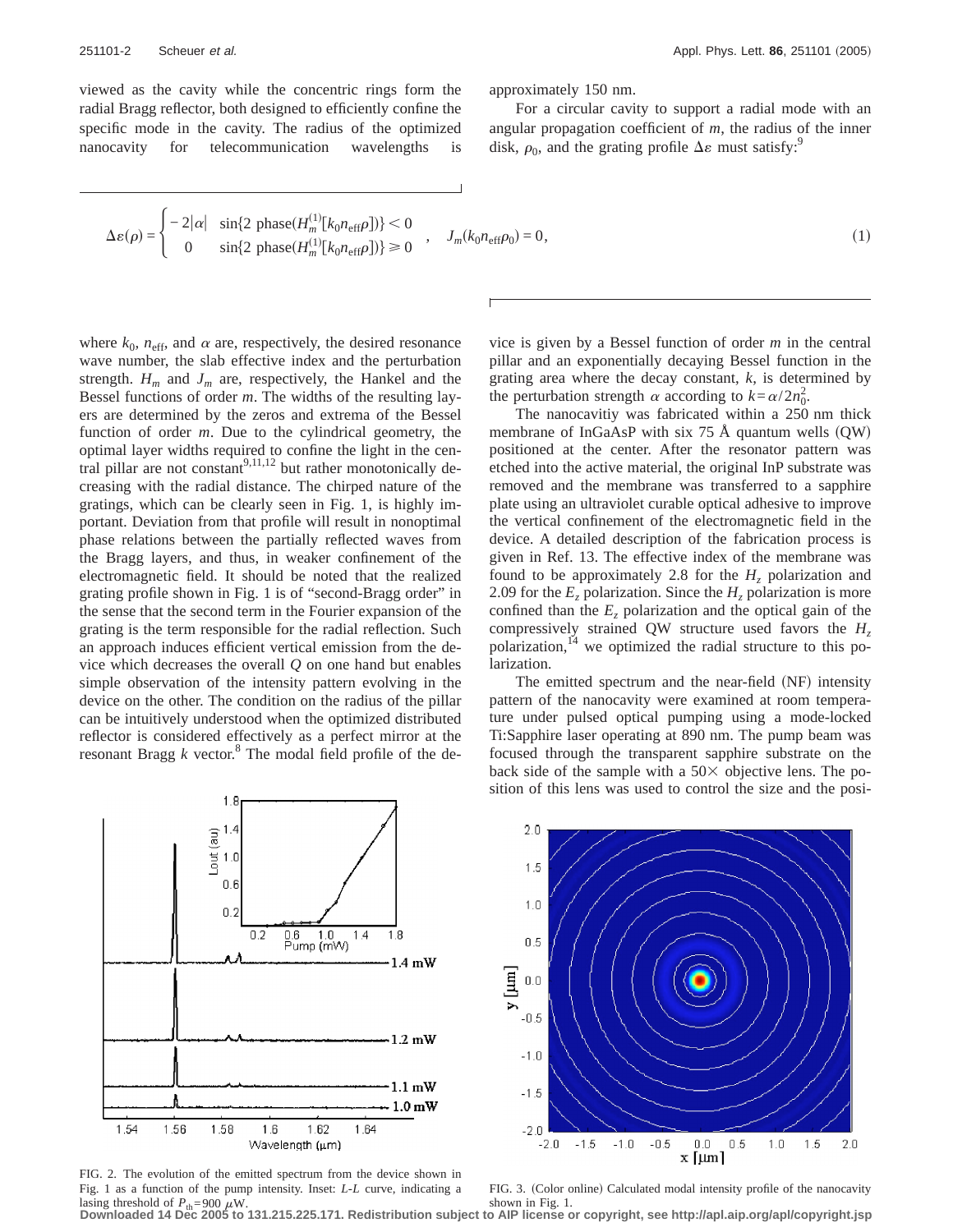viewed as the cavity while the concentric rings form the radial Bragg reflector, both designed to efficiently confine the specific mode in the cavity. The radius of the optimized nanocavity for telecommunication wavelengths is approximately 150 nm.

For a circular cavity to support a radial mode with an angular propagation coefficient of $m$, the radius of the inner disk, $\rho_0$, and the grating profile $\Delta\varepsilon$ must satisfy:[9]

$$\Delta\varepsilon(\rho) = \begin{cases} -2|\alpha| & \sin\{2\ \mathrm{phase}(H_m^{(1)}[k_0 n_{\mathrm{eff}}\rho])\} < 0 \\ 0 & \sin\{2\ \mathrm{phase}(H_m^{(1)}[k_0 n_{\mathrm{eff}}\rho])\} \geq 0 \end{cases}, \quad J_m(k_0 n_{\mathrm{eff}}\rho_0) = 0, \tag{1}$$

where $k_0$, $n_{\mathrm{eff}}$, and $\alpha$ are, respectively, the desired resonance wave number, the slab effective index and the perturbation strength. $H_m$ and $J_m$ are, respectively, the Hankel and the Bessel functions of order $m$. The widths of the resulting layers are determined by the zeros and extrema of the Bessel function of order $m$. Due to the cylindrical geometry, the optimal layer widths required to confine the light in the central pillar are not constant[9,11,12] but rather monotonically decreasing with the radial distance. The chirped nature of the gratings, which can be clearly seen in Fig. 1, is highly important. Deviation from that profile will result in nonoptimal phase relations between the partially reflected waves from the Bragg layers, and thus, in weaker confinement of the electromagnetic field. It should be noted that the realized grating profile shown in Fig. 1 is of "second-Bragg order" in the sense that the second term in the Fourier expansion of the grating is the term responsible for the radial reflection. Such an approach induces efficient vertical emission from the device which decreases the overall $Q$ on one hand but enables simple observation of the intensity pattern evolving in the device on the other. The condition on the radius of the pillar can be intuitively understood when the optimized distributed reflector is considered effectively as a perfect mirror at the resonant Bragg $k$ vector.[8] The modal field profile of the device is given by a Bessel function of order $m$ in the central pillar and an exponentially decaying Bessel function in the grating area where the decay constant, $k$, is determined by the perturbation strength $\alpha$ according to $k=\alpha/2n_0^2$.

The nanocavitiy was fabricated within a 250 nm thick membrane of InGaAsP with six 75 Å quantum wells (QW) positioned at the center. After the resonator pattern was etched into the active material, the original InP substrate was removed and the membrane was transferred to a sapphire plate using an ultraviolet curable optical adhesive to improve the vertical confinement of the electromagnetic field in the device. A detailed description of the fabrication process is given in Ref. 13. The effective index of the membrane was found to be approximately 2.8 for the $H_z$ polarization and 2.09 for the $E_z$ polarization. Since the $H_z$ polarization is more confined than the $E_z$ polarization and the optical gain of the compressively strained QW structure used favors the $H_z$ polarization,[14] we optimized the radial structure to this polarization.

The emitted spectrum and the near-field (NF) intensity pattern of the nanocavity were examined at room temperature under pulsed optical pumping using a mode-locked Ti:Sapphire laser operating at 890 nm. The pump beam was focused through the transparent sapphire substrate on the back side of the sample with a 50× objective lens. The position of this lens was used to control the size and the posi-

FIG. 2. The evolution of the emitted spectrum from the device shown in Fig. 1 as a function of the pump intensity. Inset: $L$-$L$ curve, indicating a lasing threshold of $P_{\mathrm{th}}=900\ \mu$W.

FIG. 3. (Color online) Calculated modal intensity profile of the nanocavity shown in Fig. 1.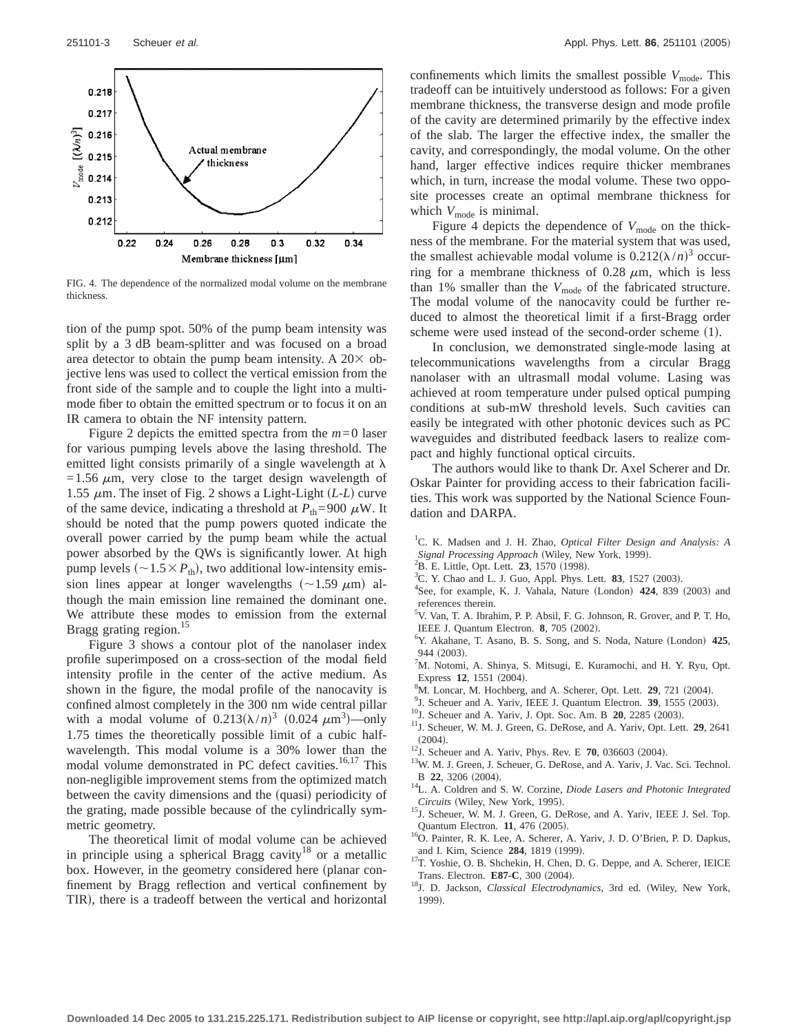0.218
0.217
0.216
0.215
0.214
0.213
0.212

$V_{\text{mode}}$ $[(\lambda/n)^3]$

Actual membrane thickness

0.22 0.24 0.26 0.28 0.3 0.32 0.34

Membrane thickness [μm]

FIG. 4. The dependence of the normalized modal volume on the membrane thickness.

tion of the pump spot. 50% of the pump beam intensity was split by a 3 dB beam-splitter and was focused on a broad area detector to obtain the pump beam intensity. A 20× objective lens was used to collect the vertical emission from the front side of the sample and to couple the light into a multimode fiber to obtain the emitted spectrum or to focus it on an IR camera to obtain the NF intensity pattern.

Figure 2 depicts the emitted spectra from the $m=0$ laser for various pumping levels above the lasing threshold. The emitted light consists primarily of a single wavelength at $\lambda = 1.56$ μm, very close to the target design wavelength of 1.55 μm. The inset of Fig. 2 shows a Light-Light ($L$-$L$) curve of the same device, indicating a threshold at $P_{\text{th}} = 900$ μW. It should be noted that the pump powers quoted indicate the overall power carried by the pump beam while the actual power absorbed by the QWs is significantly lower. At high pump levels ($\sim 1.5 \times P_{\text{th}}$), two additional low-intensity emission lines appear at longer wavelengths ($\sim 1.59$ μm) although the main emission line remained the dominant one. We attribute these modes to emission from the external Bragg grating region.[15]

Figure 3 shows a contour plot of the nanolaser index profile superimposed on a cross-section of the modal field intensity profile in the center of the active medium. As shown in the figure, the modal profile of the nanocavity is confined almost completely in the 300 nm wide central pillar with a modal volume of $0.213(\lambda/n)^3$ ($0.024$ μm$^3$)—only 1.75 times the theoretically possible limit of a cubic half-wavelength. This modal volume is a 30% lower than the modal volume demonstrated in PC defect cavities.[16,17] This non-negligible improvement stems from the optimized match between the cavity dimensions and the (quasi) periodicity of the grating, made possible because of the cylindrically symmetric geometry.

The theoretical limit of modal volume can be achieved in principle using a spherical Bragg cavity[18] or a metallic box. However, in the geometry considered here (planar confinement by Bragg reflection and vertical confinement by TIR), there is a tradeoff between the vertical and horizontal confinements which limits the smallest possible $V_{\text{mode}}$. This tradeoff can be intuitively understood as follows: For a given membrane thickness, the transverse design and mode profile of the cavity are determined primarily by the effective index of the slab. The larger the effective index, the smaller the cavity, and correspondingly, the modal volume. On the other hand, larger effective indices require thicker membranes which, in turn, increase the modal volume. These two opposite processes create an optimal membrane thickness for which $V_{\text{mode}}$ is minimal.

Figure 4 depicts the dependence of $V_{\text{mode}}$ on the thickness of the membrane. For the material system that was used, the smallest achievable modal volume is $0.212(\lambda/n)^3$ occurring for a membrane thickness of 0.28 μm, which is less than 1% smaller than the $V_{\text{mode}}$ of the fabricated structure. The modal volume of the nanocavity could be further reduced to almost the theoretical limit if a first-Bragg order scheme were used instead of the second-order scheme (1).

In conclusion, we demonstrated single-mode lasing at telecommunications wavelengths from a circular Bragg nanolaser with an ultrasmall modal volume. Lasing was achieved at room temperature under pulsed optical pumping conditions at sub-mW threshold levels. Such cavities can easily be integrated with other photonic devices such as PC waveguides and distributed feedback lasers to realize compact and highly functional optical circuits.

The authors would like to thank Dr. Axel Scherer and Dr. Oskar Painter for providing access to their fabrication facilities. This work was supported by the National Science Foundation and DARPA.

[1] C. K. Madsen and J. H. Zhao, *Optical Filter Design and Analysis: A Signal Processing Approach* (Wiley, New York, 1999).
[2] B. E. Little, Opt. Lett. **23**, 1570 (1998).
[3] C. Y. Chao and L. J. Guo, Appl. Phys. Lett. **83**, 1527 (2003).
[4] See, for example, K. J. Vahala, Nature (London) **424**, 839 (2003) and references therein.
[5] V. Van, T. A. Ibrahim, P. P. Absil, F. G. Johnson, R. Grover, and P. T. Ho, IEEE J. Quantum Electron. **8**, 705 (2002).
[6] Y. Akahane, T. Asano, B. S. Song, and S. Noda, Nature (London) **425**, 944 (2003).
[7] M. Notomi, A. Shinya, S. Mitsugi, E. Kuramochi, and H. Y. Ryu, Opt. Express **12**, 1551 (2004).
[8] M. Loncar, M. Hochberg, and A. Scherer, Opt. Lett. **29**, 721 (2004).
[9] J. Scheuer and A. Yariv, IEEE J. Quantum Electron. **39**, 1555 (2003).
[10] J. Scheuer and A. Yariv, J. Opt. Soc. Am. B **20**, 2285 (2003).
[11] J. Scheuer, W. M. J. Green, G. DeRose, and A. Yariv, Opt. Lett. **29**, 2641 (2004).
[12] J. Scheuer and A. Yariv, Phys. Rev. E **70**, 036603 (2004).
[13] W. M. J. Green, J. Scheuer, G. DeRose, and A. Yariv, J. Vac. Sci. Technol. B **22**, 3206 (2004).
[14] L. A. Coldren and S. W. Corzine, *Diode Lasers and Photonic Integrated Circuits* (Wiley, New York, 1995).
[15] J. Scheuer, W. M. J. Green, G. DeRose, and A. Yariv, IEEE J. Sel. Top. Quantum Electron. **11**, 476 (2005).
[16] O. Painter, R. K. Lee, A. Scherer, A. Yariv, J. D. O'Brien, P. D. Dapkus, and I. Kim, Science **284**, 1819 (1999).
[17] T. Yoshie, O. B. Shchekin, H. Chen, D. G. Deppe, and A. Scherer, IEICE Trans. Electron. **E87-C**, 300 (2004).
[18] J. D. Jackson, *Classical Electrodynamics*, 3rd ed. (Wiley, New York, 1999).